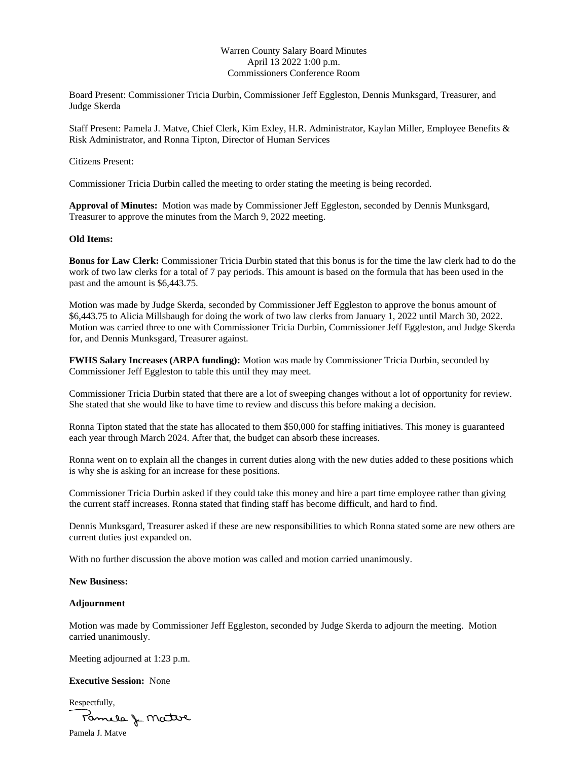Warren County Salary Board Minutes
April 13 2022 1:00 p.m.
Commissioners Conference Room

Board Present: Commissioner Tricia Durbin, Commissioner Jeff Eggleston, Dennis Munksgard, Treasurer, and Judge Skerda

Staff Present: Pamela J. Matve, Chief Clerk, Kim Exley, H.R. Administrator, Kaylan Miller, Employee Benefits & Risk Administrator, and Ronna Tipton, Director of Human Services

Citizens Present:

Commissioner Tricia Durbin called the meeting to order stating the meeting is being recorded.

**Approval of Minutes:** Motion was made by Commissioner Jeff Eggleston, seconded by Dennis Munksgard, Treasurer to approve the minutes from the March 9, 2022 meeting.

**Old Items:**

**Bonus for Law Clerk:** Commissioner Tricia Durbin stated that this bonus is for the time the law clerk had to do the work of two law clerks for a total of 7 pay periods. This amount is based on the formula that has been used in the past and the amount is $6,443.75.

Motion was made by Judge Skerda, seconded by Commissioner Jeff Eggleston to approve the bonus amount of $6,443.75 to Alicia Millsbaugh for doing the work of two law clerks from January 1, 2022 until March 30, 2022. Motion was carried three to one with Commissioner Tricia Durbin, Commissioner Jeff Eggleston, and Judge Skerda for, and Dennis Munksgard, Treasurer against.

**FWHS Salary Increases (ARPA funding):** Motion was made by Commissioner Tricia Durbin, seconded by Commissioner Jeff Eggleston to table this until they may meet.

Commissioner Tricia Durbin stated that there are a lot of sweeping changes without a lot of opportunity for review. She stated that she would like to have time to review and discuss this before making a decision.

Ronna Tipton stated that the state has allocated to them $50,000 for staffing initiatives. This money is guaranteed each year through March 2024. After that, the budget can absorb these increases.

Ronna went on to explain all the changes in current duties along with the new duties added to these positions which is why she is asking for an increase for these positions.

Commissioner Tricia Durbin asked if they could take this money and hire a part time employee rather than giving the current staff increases. Ronna stated that finding staff has become difficult, and hard to find.

Dennis Munksgard, Treasurer asked if these are new responsibilities to which Ronna stated some are new others are current duties just expanded on.

With no further discussion the above motion was called and motion carried unanimously.

**New Business:**

**Adjournment**

Motion was made by Commissioner Jeff Eggleston, seconded by Judge Skerda to adjourn the meeting. Motion carried unanimously.

Meeting adjourned at 1:23 p.m.

**Executive Session:** None

Respectfully,

Pamela J. Matve

Pamela J. Matve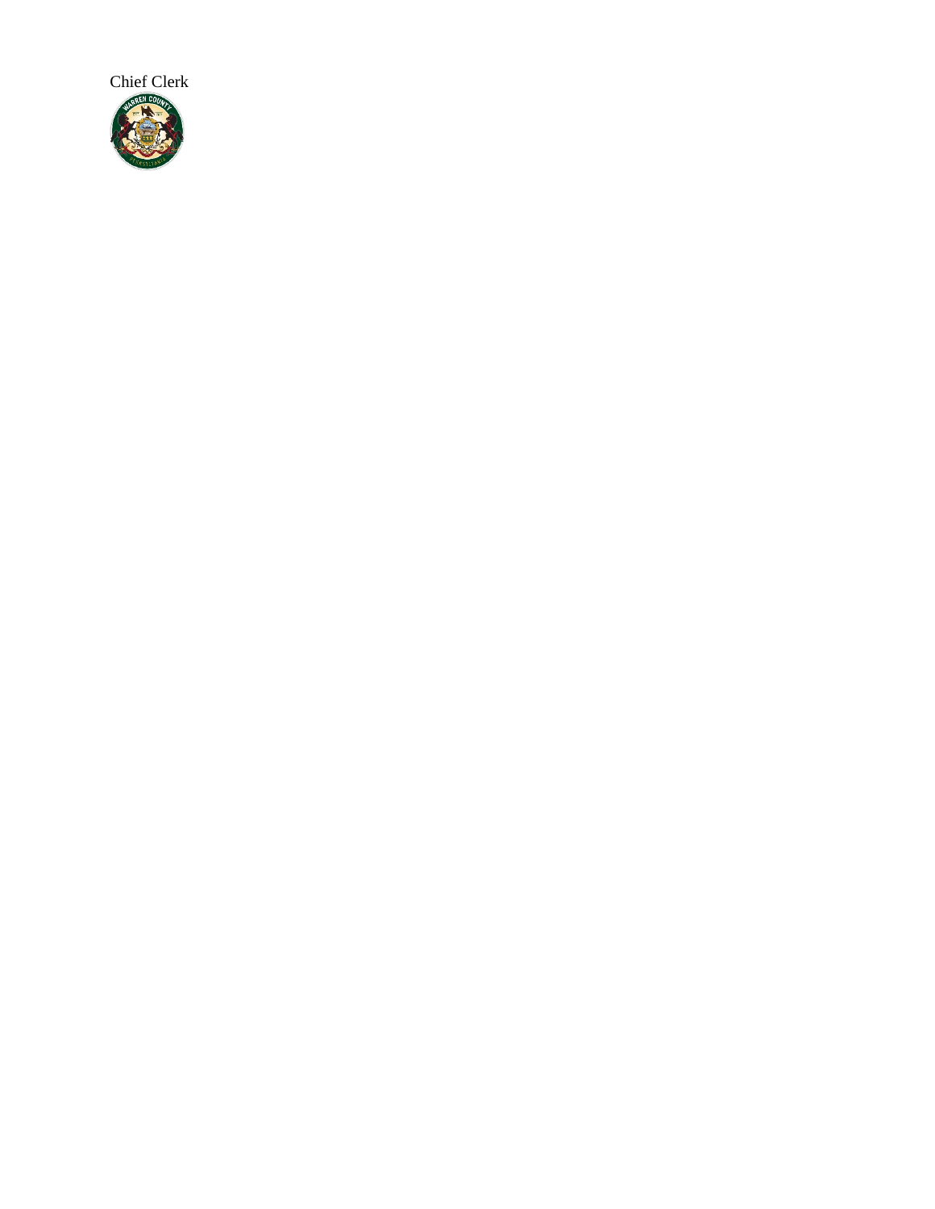Chief Clerk